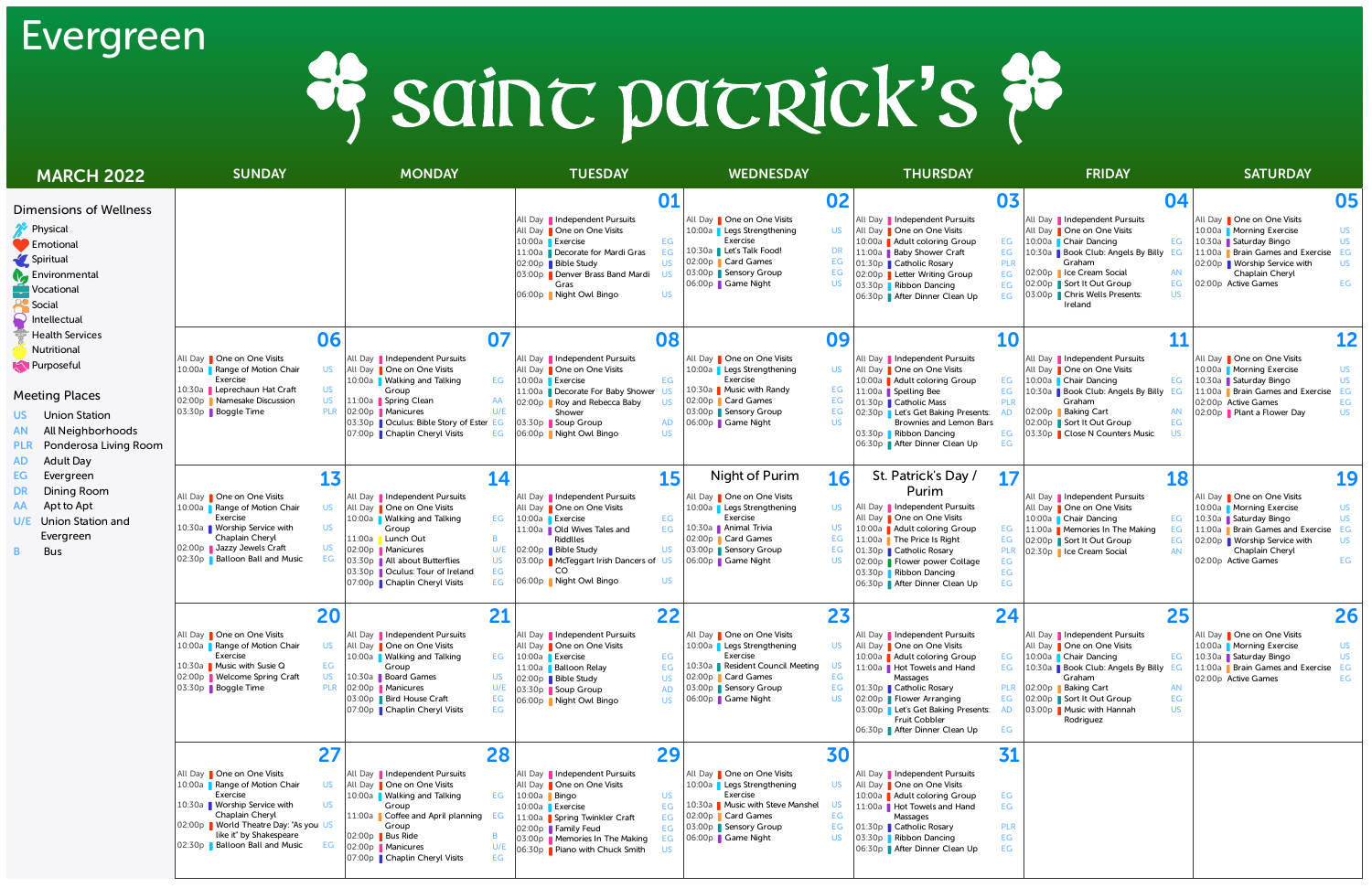# Evergreen

# Saint Patrick's

## MARCH 2022

### Dimensions of Wellness

- Physical
- Emotional
- Spiritual
- Environmental
- Vocational
- Social
- Intellectual
- Health Services
- Nutritional
- Purposeful

### Meeting Places

- US Union Station
- AN All Neighborhoods
- PLR Ponderosa Living Room
- AD Adult Day
- EG Evergreen
- DR Dining Room
- AA Apt to Apt
- U/E Union Station and Evergreen
- B Bus

| SUNDAY | MONDAY | TUESDAY | WEDNESDAY | THURSDAY | FRIDAY | SATURDAY |
|---|---|---|---|---|---|---|
| | | **01**<br>All Day Independent Pursuits<br>All Day One on One Visits<br>10:00a Exercise EG<br>11:00a Decorate for Mardi Gras EG<br>02:00p Bible Study US<br>03:00p Denver Brass Band Mardi Gras US<br>06:00p Night Owl Bingo US | **02**<br>All Day One on One Visits<br>10:00a Legs Strengthening Exercise US<br>10:30a Let's Talk Food! DR<br>02:00p Card Games EG<br>03:00p Sensory Group EG<br>06:00p Game Night US | **03**<br>All Day Independent Pursuits<br>All Day One on One Visits<br>10:00a Adult coloring Group EG<br>11:00a Baby Shower Craft EG<br>01:30p Catholic Rosary PLR<br>02:00p Letter Writing Group EG<br>03:30p Ribbon Dancing EG<br>06:30p After Dinner Clean Up EG | **04**<br>All Day Independent Pursuits<br>All Day One on One Visits<br>10:00a Chair Dancing EG<br>10:30a Book Club: Angels By Billy Graham EG<br>02:00p Ice Cream Social AN<br>02:00p Sort It Out Group EG<br>03:00p Chris Wells Presents: Ireland US | **05**<br>All Day One on One Visits<br>10:00a Morning Exercise US<br>10:30a Saturday Bingo US<br>11:00a Brain Games and Exercise EG<br>02:00p Worship Service with Chaplain Cheryl US<br>02:00p Active Games EG |
| **06**<br>All Day One on One Visits<br>10:00a Range of Motion Chair Exercise US<br>10:30a Leprechaun Hat Craft US<br>02:00p Namesake Discussion US<br>03:30p Boggle Time PLR | **07**<br>All Day Independent Pursuits<br>All Day One on One Visits<br>10:00a Walking and Talking Group EG<br>11:00a Spring Clean AA<br>02:00p Manicures U/E<br>03:30p Oculus: Bible Story of Ester EG<br>07:00p Chaplin Cheryl Visits EG | **08**<br>All Day Independent Pursuits<br>All Day One on One Visits<br>10:00a Exercise EG<br>11:00a Decorate For Baby Shower US<br>02:00p Roy and Rebecca Baby Shower US<br>03:30p Soup Group AD<br>06:00p Night Owl Bingo US | **09**<br>All Day One on One Visits<br>10:00a Legs Strengthening Exercise US<br>10:30a Music with Randy EG<br>02:00p Card Games EG<br>03:00p Sensory Group EG<br>06:00p Game Night US | **10**<br>All Day Independent Pursuits<br>All Day One on One Visits<br>10:00a Adult coloring Group EG<br>11:00a Spelling Bee EG<br>01:30p Catholic Mass PLR<br>02:30p Let's Get Baking Presents: Brownies and Lemon Bars AD<br>03:30p Ribbon Dancing EG<br>06:30p After Dinner Clean Up EG | **11**<br>All Day Independent Pursuits<br>All Day One on One Visits<br>10:00a Chair Dancing EG<br>10:30a Book Club: Angels By Billy Graham EG<br>02:00p Baking Cart AN<br>02:00p Sort It Out Group EG<br>03:30p Close N Counters Music US | **12**<br>All Day One on One Visits<br>10:00a Morning Exercise US<br>10:30a Saturday Bingo US<br>11:00a Brain Games and Exercise EG<br>02:00p Active Games EG<br>02:00p Plant a Flower Day US |
| **13**<br>All Day One on One Visits<br>10:00a Range of Motion Chair Exercise US<br>10:30a Worship Service with Chaplain Cheryl US<br>02:00p Jazzy Jewels Craft US<br>02:30p Balloon Ball and Music EG | **14**<br>All Day Independent Pursuits<br>All Day One on One Visits<br>10:00a Walking and Talking Group EG<br>11:00a Lunch Out B<br>02:00p Manicures U/E<br>03:30p All about Butterflies US<br>03:30p Oculus: Tour of Ireland EG<br>07:00p Chaplin Cheryl Visits EG | **15**<br>All Day Independent Pursuits<br>All Day One on One Visits<br>10:00a Exercise EG<br>11:00a Old Wives Tales and Riddles EG<br>02:00p Bible Study US<br>03:00p McTeggart Irish Dancers of CO US<br>06:00p Night Owl Bingo US | **16** Night of Purim<br>All Day One on One Visits<br>10:00a Legs Strengthening Exercise US<br>10:30a Animal Trivia US<br>02:00p Card Games EG<br>03:00p Sensory Group EG<br>06:00p Game Night US | **17** St. Patrick's Day / Purim<br>All Day Independent Pursuits<br>All Day One on One Visits<br>10:00a Adult coloring Group EG<br>11:00a The Price Is Right EG<br>01:30p Catholic Rosary PLR<br>02:00p Flower power Collage EG<br>03:30p Ribbon Dancing EG<br>06:30p After Dinner Clean Up EG | **18**<br>All Day Independent Pursuits<br>All Day One on One Visits<br>10:00a Chair Dancing EG<br>11:00a Memories In The Making EG<br>02:00p Sort It Out Group EG<br>02:30p Ice Cream Social AN | **19**<br>All Day One on One Visits<br>10:00a Morning Exercise US<br>10:30a Saturday Bingo US<br>11:00a Brain Games and Exercise EG<br>02:00p Worship Service with Chaplain Cheryl US<br>02:00p Active Games EG |
| **20**<br>All Day One on One Visits<br>10:00a Range of Motion Chair Exercise US<br>10:30a Music with Susie Q EG<br>02:00p Welcome Spring Craft US<br>03:30p Boggle Time PLR | **21**<br>All Day Independent Pursuits<br>All Day One on One Visits<br>10:00a Walking and Talking Group EG<br>10:30a Board Games US<br>02:00p Manicures U/E<br>03:00p Bird House Craft EG<br>07:00p Chaplin Cheryl Visits EG | **22**<br>All Day Independent Pursuits<br>All Day One on One Visits<br>10:00a Exercise EG<br>11:00a Balloon Relay EG<br>02:00p Bible Study US<br>03:30p Soup Group AD<br>06:00p Night Owl Bingo US | **23**<br>All Day One on One Visits<br>10:00a Legs Strengthening Exercise US<br>10:30a Resident Council Meeting US<br>02:00p Card Games EG<br>03:00p Sensory Group EG<br>06:00p Game Night US | **24**<br>All Day Independent Pursuits<br>All Day One on One Visits<br>10:00a Adult coloring Group EG<br>11:00a Hot Towels and Hand Massages EG<br>01:30p Catholic Rosary PLR<br>02:00p Flower Arranging EG<br>03:00p Let's Get Baking Presents: Fruit Cobbler AD<br>06:30p After Dinner Clean Up EG | **25**<br>All Day Independent Pursuits<br>All Day One on One Visits<br>10:00a Chair Dancing EG<br>10:30a Book Club: Angels By Billy Graham EG<br>02:00p Baking Cart AN<br>02:00p Sort It Out Group EG<br>03:00p Music with Hannah Rodriguez US | **26**<br>All Day One on One Visits<br>10:00a Morning Exercise US<br>10:30a Saturday Bingo US<br>11:00a Brain Games and Exercise EG<br>02:00p Active Games EG |
| **27**<br>All Day One on One Visits<br>10:00a Range of Motion Chair Exercise US<br>10:30a Worship Service with Chaplain Cheryl US<br>02:00p World Theatre Day: "As you like it" by Shakespeare US<br>02:30p Balloon Ball and Music EG | **28**<br>All Day Independent Pursuits<br>All Day One on One Visits<br>10:00a Walking and Talking Group EG<br>11:00a Coffee and April planning Group EG<br>02:00p Bus Ride B<br>02:00p Manicures U/E<br>07:00p Chaplin Cheryl Visits EG | **29**<br>All Day Independent Pursuits<br>All Day One on One Visits<br>10:00a Bingo US<br>10:00a Exercise EG<br>11:00a Spring Twinkler Craft EG<br>02:00p Family Feud EG<br>03:00p Memories In The Making EG<br>06:30p Piano with Chuck Smith US | **30**<br>All Day One on One Visits<br>10:00a Legs Strengthening Exercise US<br>10:30a Music with Steve Manshel US<br>02:00p Card Games EG<br>03:00p Sensory Group EG<br>06:00p Game Night US | **31**<br>All Day Independent Pursuits<br>All Day One on One Visits<br>10:00a Adult coloring Group EG<br>11:00a Hot Towels and Hand Massages EG<br>01:30p Catholic Rosary PLR<br>03:30p Ribbon Dancing EG<br>06:30p After Dinner Clean Up EG | | |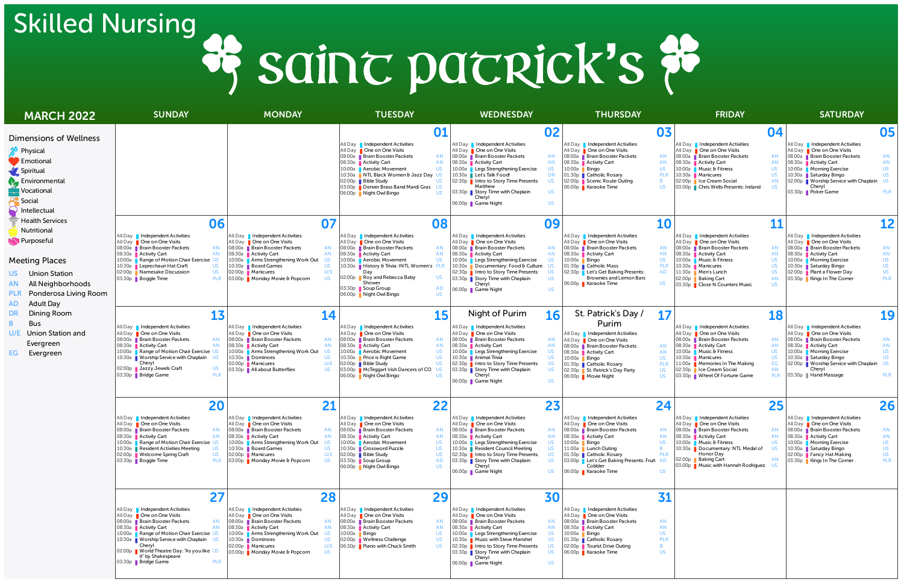# Skilled Nursing

# Saint Patrick's

## MARCH 2022

### Dimensions of Wellness

- Physical
- Emotional
- Spiritual
- Environmental
- Vocational
- Social
- Intellectual
- Health Services
- Nutritional
- Purposeful

### Meeting Places

- US — Union Station
- AN — All Neighborhoods
- PLR — Ponderosa Living Room
- AD — Adult Day
- DR — Dining Room
- B — Bus
- U/E — Union Station and Evergreen
- EG — Evergreen

| SUNDAY | MONDAY | TUESDAY | WEDNESDAY | THURSDAY | FRIDAY | SATURDAY |
|---|---|---|---|---|---|---|
| | | **01**<br>All Day Independent Activities<br>All Day One on One Visits<br>08:00a Brain Booster Packets AN<br>08:30a Activity Cart AN<br>10:00a Aerobic Movement US<br>10:30a NTL Black Women & Jazz Day US<br>02:00p Bible Study US<br>03:00p Denver Brass Band Mardi Gras US<br>06:00p Night Owl Bingo US | **02**<br>All Day Independent Activities<br>All Day One on One Visits<br>08:00a Brain Booster Packets AN<br>08:30a Activity Cart AN<br>10:00a Legs Strengthening Exercise US<br>10:30a Let's Talk Food! DR<br>02:30p Intro to Story Time Presents: Matthew US<br>03:30p Story Time with Chaplain Cheryl US<br>06:00p Game Night US | **03**<br>All Day Independent Activities<br>All Day One on One Visits<br>08:00a Brain Booster Packets AN<br>08:30a Activity Cart AN<br>10:00a Bingo US<br>01:30p Catholic Rosary PLR<br>02:00p Scenic Route Outing B<br>06:00p Karaoke Time US | **04**<br>All Day Independent Activities<br>All Day One on One Visits<br>08:00a Brain Booster Packets AN<br>08:30a Activity Cart AN<br>10:00a Music & Fitness US<br>10:30a Manicures US<br>02:00p Ice Cream Social AN<br>03:00p Chris Wells Presents: Ireland US | **05**<br>All Day Independent Activities<br>All Day One on One Visits<br>08:00a Brain Booster Packets AN<br>08:30a Activity Cart AN<br>10:00a Morning Exercise US<br>10:30a Saturday Bingo US<br>02:00p Worship Service with Chaplain Cheryl US<br>03:30p Poker Game PLR |
| **06**<br>All Day Independent Activities<br>All Day One on One Visits<br>08:00a Brain Booster Packets AN<br>08:30a Activity Cart AN<br>10:00a Range of Motion Chair Exercise US<br>10:30a Leprechaun Hat Craft US<br>02:00p Namesake Discussion US<br>03:30p Boggle Time PLR | **07**<br>All Day Independent Activities<br>All Day One on One Visits<br>08:00a Brain Booster Packets AN<br>08:30a Activity Cart AN<br>10:00a Arms Strengthening Work Out US<br>10:30a Board Games US<br>02:00p Manicures U/E<br>03:00p Monday Movie & Popcorn US | **08**<br>All Day Independent Activities<br>All Day One on One Visits<br>08:00a Brain Booster Packets AN<br>08:30a Activity Cart AN<br>10:00a Aerobic Movement US<br>10:30a History & Trivia: INTL Women's Day PLR<br>02:00p Roy and Rebecca Baby Shower US<br>03:30p Soup Group AD<br>06:00p Night Owl Bingo US | **09**<br>All Day Independent Activities<br>All Day One on One Visits<br>08:00a Brain Booster Packets AN<br>08:30a Activity Cart AN<br>10:00a Legs Strengthening Exercise US<br>10:30a Documentary: Food & Culture US<br>02:30p Intro to Story Time Presents: US<br>03:30p Story Time with Chaplain Cheryl US<br>06:00p Game Night US | **10**<br>All Day Independent Activities<br>All Day One on One Visits<br>08:00a Brain Booster Packets AN<br>08:30a Activity Cart AN<br>10:00a Bingo US<br>01:30p Catholic Mass PLR<br>02:30p Let's Get Baking Presents: Brownies and Lemon Bars AD<br>06:00p Karaoke Time US | **11**<br>All Day Independent Activities<br>All Day One on One Visits<br>08:00a Brain Booster Packets AN<br>08:30a Activity Cart AN<br>10:00a Music & Fitness US<br>10:30a Manicures US<br>11:30a Men's Lunch US<br>02:00p Baking Cart AN<br>03:30p Close N Counters Music US | **12**<br>All Day Independent Activities<br>All Day One on One Visits<br>08:00a Brain Booster Packets AN<br>08:30a Activity Cart AN<br>10:00a Morning Exercise US<br>10:30a Saturday Bingo US<br>02:00p Plant a Flower Day US<br>03:30p Kings In The Corner PLR |
| **13**<br>All Day Independent Activities<br>All Day One on One Visits<br>08:00a Brain Booster Packets AN<br>08:30a Activity Cart AN<br>10:00a Range of Motion Chair Exercise US<br>10:30a Worship Service with Chaplain Cheryl US<br>02:00p Jazzy Jewels Craft US<br>03:30p Bridge Game PLR | **14**<br>All Day Independent Activities<br>All Day One on One Visits<br>08:00a Brain Booster Packets AN<br>08:30a Activity Cart AN<br>10:00a Arms Strengthening Work Out US<br>10:30a Dominoes US<br>02:00p Manicures U/E<br>03:30p All about Butterflies US | **15**<br>All Day Independent Activities<br>All Day One on One Visits<br>08:00a Brain Booster Packets AN<br>08:30a Activity Cart AN<br>10:00a Aerobic Movement US<br>10:30a Price is Right Game US<br>02:00p Bible Study US<br>03:00p McTeggart Irish Dancers of CO US<br>06:00p Night Owl Bingo US | **16** Night of Purim<br>All Day Independent Activities<br>All Day One on One Visits<br>08:00a Brain Booster Packets AN<br>08:30a Activity Cart AN<br>10:00a Legs Strengthening Exercise US<br>10:30a Animal Trivia US<br>02:30p Intro to Story Time Presents: US<br>03:30p Story Time with Chaplain Cheryl US<br>06:00p Game Night US | **17** St. Patrick's Day / Purim<br>All Day Independent Activities<br>All Day One on One Visits<br>08:00a Brain Booster Packets AN<br>08:30a Activity Cart AN<br>10:00a Bingo US<br>01:30p Catholic Rosary PLR<br>02:30p St. Patrick's Day Party US<br>06:00p Movie Night US | **18**<br>All Day Independent Activities<br>All Day One on One Visits<br>08:00a Brain Booster Packets AN<br>08:30a Activity Cart AN<br>10:00a Music & Fitness US<br>10:30a Manicures US<br>11:00a Memories In The Making EG<br>02:30p Ice Cream Social AN<br>03:30p Wheel Of Fortune Game PLR | **19**<br>All Day Independent Activities<br>All Day One on One Visits<br>08:00a Brain Booster Packets AN<br>08:30a Activity Cart AN<br>10:00a Morning Exercise US<br>10:30a Saturday Bingo US<br>02:00p Worship Service with Chaplain Cheryl US<br>03:30p Hand Massage PLR |
| **20**<br>All Day Independent Activities<br>All Day One on One Visits<br>08:00a Brain Booster Packets AN<br>08:30a Activity Cart AN<br>10:00a Range of Motion Chair Exercise US<br>10:30a Resident Activities Meeting US<br>02:00p Welcome Spring Craft US<br>03:30p Boggle Time PLR | **21**<br>All Day Independent Activities<br>All Day One on One Visits<br>08:00a Brain Booster Packets AN<br>08:30a Activity Cart AN<br>10:00a Arms Strengthening Work Out US<br>10:30a Board Games US<br>02:00p Manicures U/E<br>03:00p Monday Movie & Popcorn US | **22**<br>All Day Independent Activities<br>All Day One on One Visits<br>08:00a Brain Booster Packets AN<br>08:30a Activity Cart AN<br>10:00a Aerobic Movement US<br>10:30a Crossword Puzzle US<br>02:00p Bible Study US<br>03:30p Soup Group AD<br>06:00p Night Owl Bingo US | **23**<br>All Day Independent Activities<br>All Day One on One Visits<br>08:00a Brain Booster Packets AN<br>08:30a Activity Cart AN<br>10:00a Legs Strengthening Exercise US<br>10:30a Resident Council Meeting US<br>02:30p Intro to Story Time Presents: US<br>03:30p Story Time with Chaplain Cheryl US<br>06:00p Game Night US | **24**<br>All Day Independent Activities<br>All Day One on One Visits<br>08:00a Brain Booster Packets AN<br>08:30a Activity Cart AN<br>10:00a Bingo US<br>11:00a Lunch Outing B<br>01:30p Catholic Rosary PLR<br>03:00p Let's Get Baking Presents: Fruit Cobbler AD<br>06:00p Karaoke Time US | **25**<br>All Day Independent Activities<br>All Day One on One Visits<br>08:00a Brain Booster Packets AN<br>08:30a Activity Cart AN<br>10:00a Music & Fitness US<br>10:30a Documentary: NTL Medal of Honor Day US<br>02:00p Baking Cart AN<br>03:00p Music with Hannah Rodriguez US | **26**<br>All Day Independent Activities<br>All Day One on One Visits<br>08:00a Brain Booster Packets AN<br>08:30a Activity Cart AN<br>10:00a Morning Exercise US<br>10:30a Saturday Bingo US<br>02:00p Fancy Hat Making US<br>03:30p Kings In The Corner PLR |
| **27**<br>All Day Independent Activities<br>All Day One on One Visits<br>08:00a Brain Booster Packets AN<br>08:30a Activity Cart AN<br>10:00a Range of Motion Chair Exercise US<br>10:30a Worship Service with Chaplain Cheryl US<br>02:00p World Theatre Day: "As you like it" by Shakespeare US<br>03:30p Bridge Game PLR | **28**<br>All Day Independent Activities<br>All Day One on One Visits<br>08:00a Brain Booster Packets AN<br>08:30a Activity Cart AN<br>10:00a Arms Strengthening Work Out US<br>10:30a Dominoes US<br>02:00p Manicures U/E<br>03:00p Monday Movie & Popcorn US | **29**<br>All Day Independent Activities<br>All Day One on One Visits<br>08:00a Brain Booster Packets AN<br>08:30a Activity Cart AN<br>10:00a Bingo US<br>10:30a Wellness Challenge US<br>02:00p Bible Study US<br>06:30p Piano with Chuck Smith US | **30**<br>All Day Independent Activities<br>All Day One on One Visits<br>08:00a Brain Booster Packets AN<br>08:30a Activity Cart AN<br>10:00a Legs Strengthening Exercise US<br>10:30a Music with Steve Manshel US<br>02:30p Intro to Story Time Presents: US<br>03:30p Story Time with Chaplain Cheryl US<br>06:00p Game Night US | **31**<br>All Day Independent Activities<br>All Day One on One Visits<br>08:00a Brain Booster Packets AN<br>08:30a Activity Cart AN<br>10:00a Bingo US<br>01:30p Catholic Rosary PLR<br>02:00p Tourist Drive Outing B<br>06:00p Karaoke Time US | | |